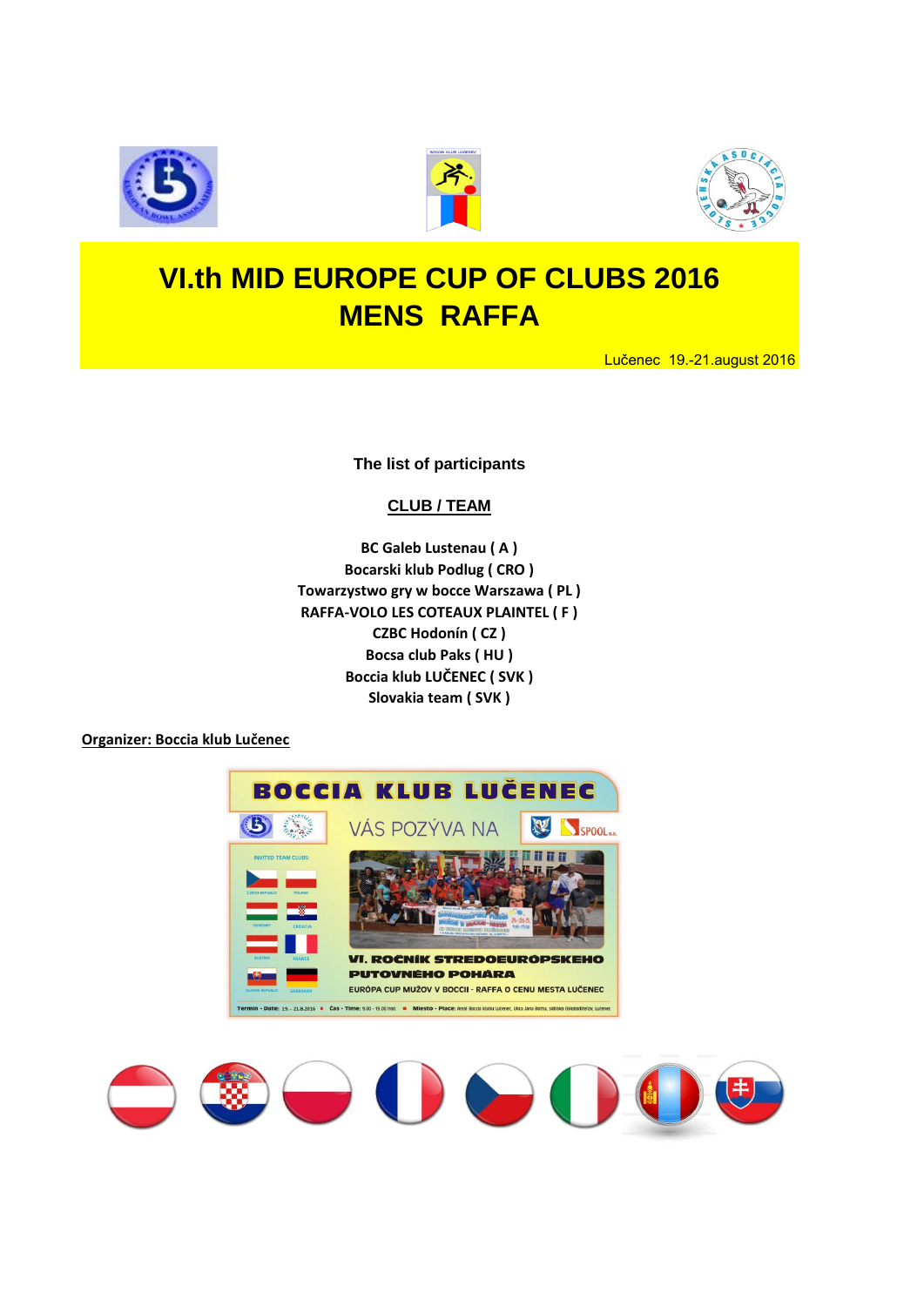# VI.th MID EUROPE CUP OF CLUBS 2016
# MENS RAFFA

Lučenec 19.-21.august 2016

**The list of participants**

**CLUB / TEAM**

**BC Galeb Lustenau ( A )**
**Bocarski klub Podlug ( CRO )**
**Towarzystwo gry w bocce Warszawa ( PL )**
**RAFFA-VOLO LES COTEAUX PLAINTEL ( F )**
**CZBC Hodonín ( CZ )**
**Bocsa club Paks ( HU )**
**Boccia klub LUČENEC ( SVK )**
**Slovakia team ( SVK )**

**Organizer: Boccia klub Lučenec**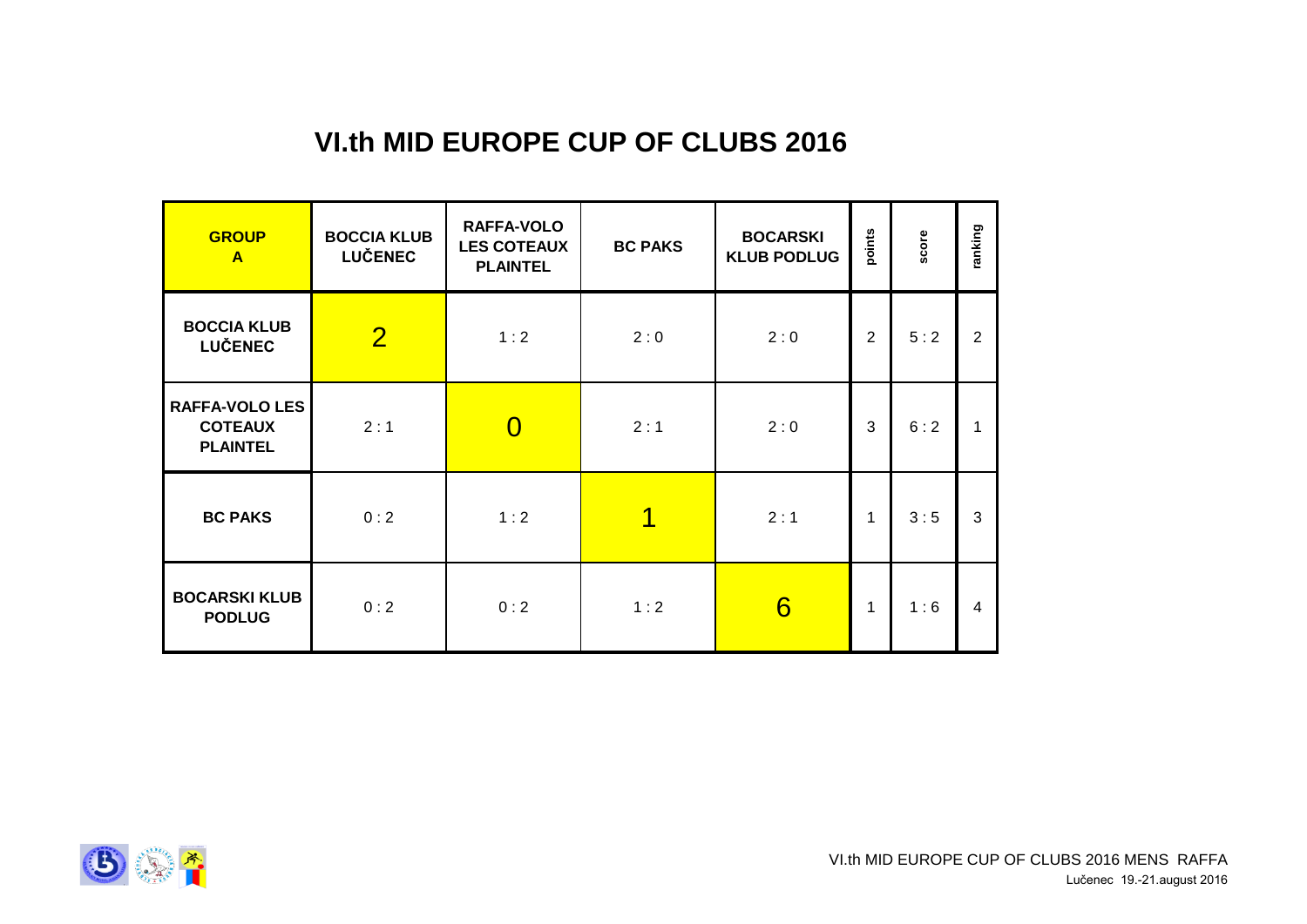# VI.th MID EUROPE CUP OF CLUBS 2016

| GROUP A | BOCCIA KLUB LUČENEC | RAFFA-VOLO LES COTEAUX PLAINTEL | BC PAKS | BOCARSKI KLUB PODLUG | points | score | ranking |
|---|---|---|---|---|---|---|---|
| BOCCIA KLUB LUČENEC | 2 | 1 : 2 | 2 : 0 | 2 : 0 | 2 | 5 : 2 | 2 |
| RAFFA-VOLO LES COTEAUX PLAINTEL | 2 : 1 | 0 | 2 : 1 | 2 : 0 | 3 | 6 : 2 | 1 |
| BC PAKS | 0 : 2 | 1 : 2 | 1 | 2 : 1 | 1 | 3 : 5 | 3 |
| BOCARSKI KLUB PODLUG | 0 : 2 | 0 : 2 | 1 : 2 | 6 | 1 | 1 : 6 | 4 |

VI.th MID EUROPE CUP OF CLUBS 2016 MENS RAFFA
Lučenec 19.-21.august 2016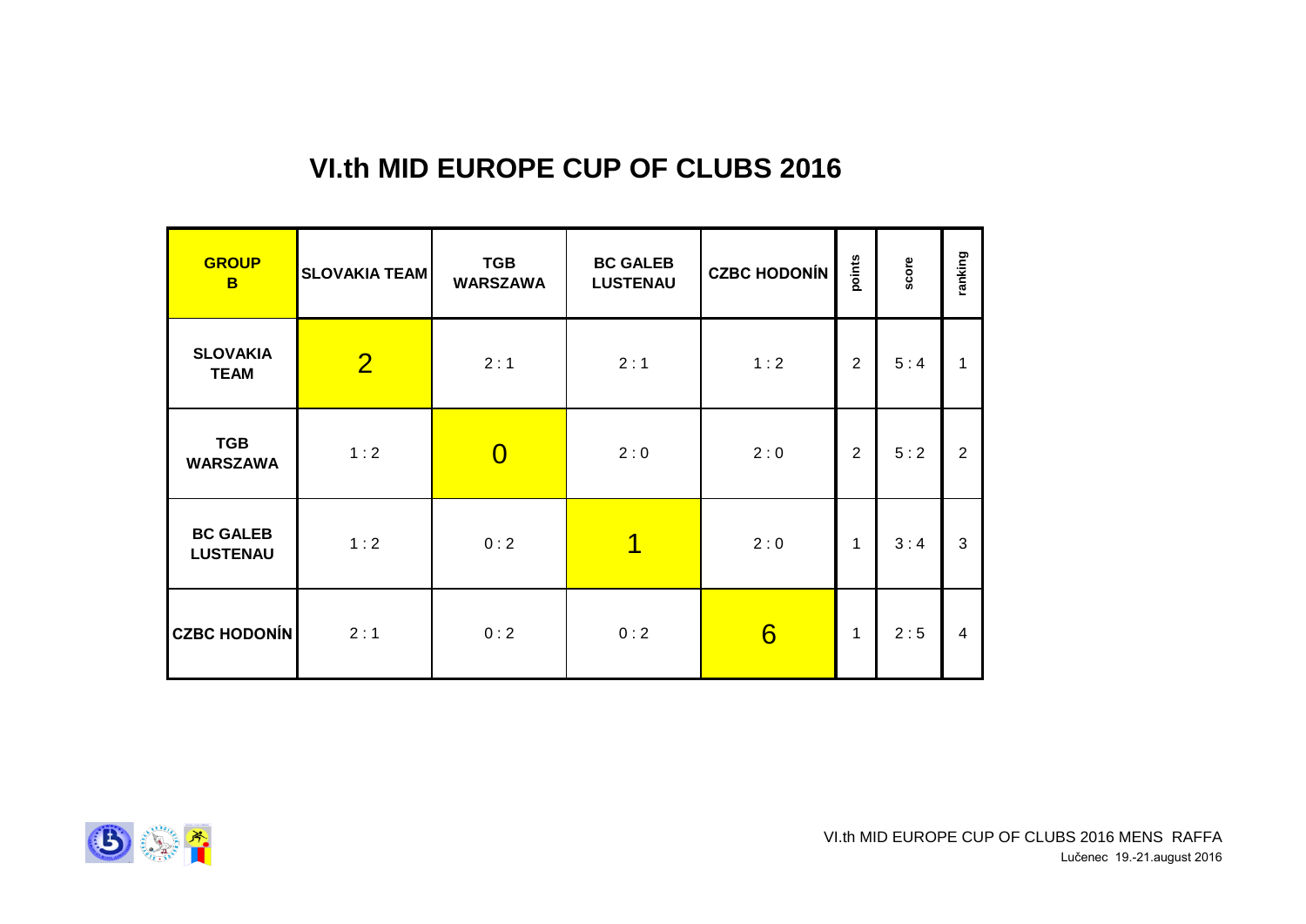# VI.th MID EUROPE CUP OF CLUBS 2016

| GROUP B | SLOVAKIA TEAM | TGB WARSZAWA | BC GALEB LUSTENAU | CZBC HODONÍN | points | score | ranking |
|---|---|---|---|---|---|---|---|
| SLOVAKIA TEAM | 2 | 2 : 1 | 2 : 1 | 1 : 2 | 2 | 5 : 4 | 1 |
| TGB WARSZAWA | 1 : 2 | 0 | 2 : 0 | 2 : 0 | 2 | 5 : 2 | 2 |
| BC GALEB LUSTENAU | 1 : 2 | 0 : 2 | 1 | 2 : 0 | 1 | 3 : 4 | 3 |
| CZBC HODONÍN | 2 : 1 | 0 : 2 | 0 : 2 | 6 | 1 | 2 : 5 | 4 |

VI.th MID EUROPE CUP OF CLUBS 2016 MENS RAFFA
Lučenec 19.-21.august 2016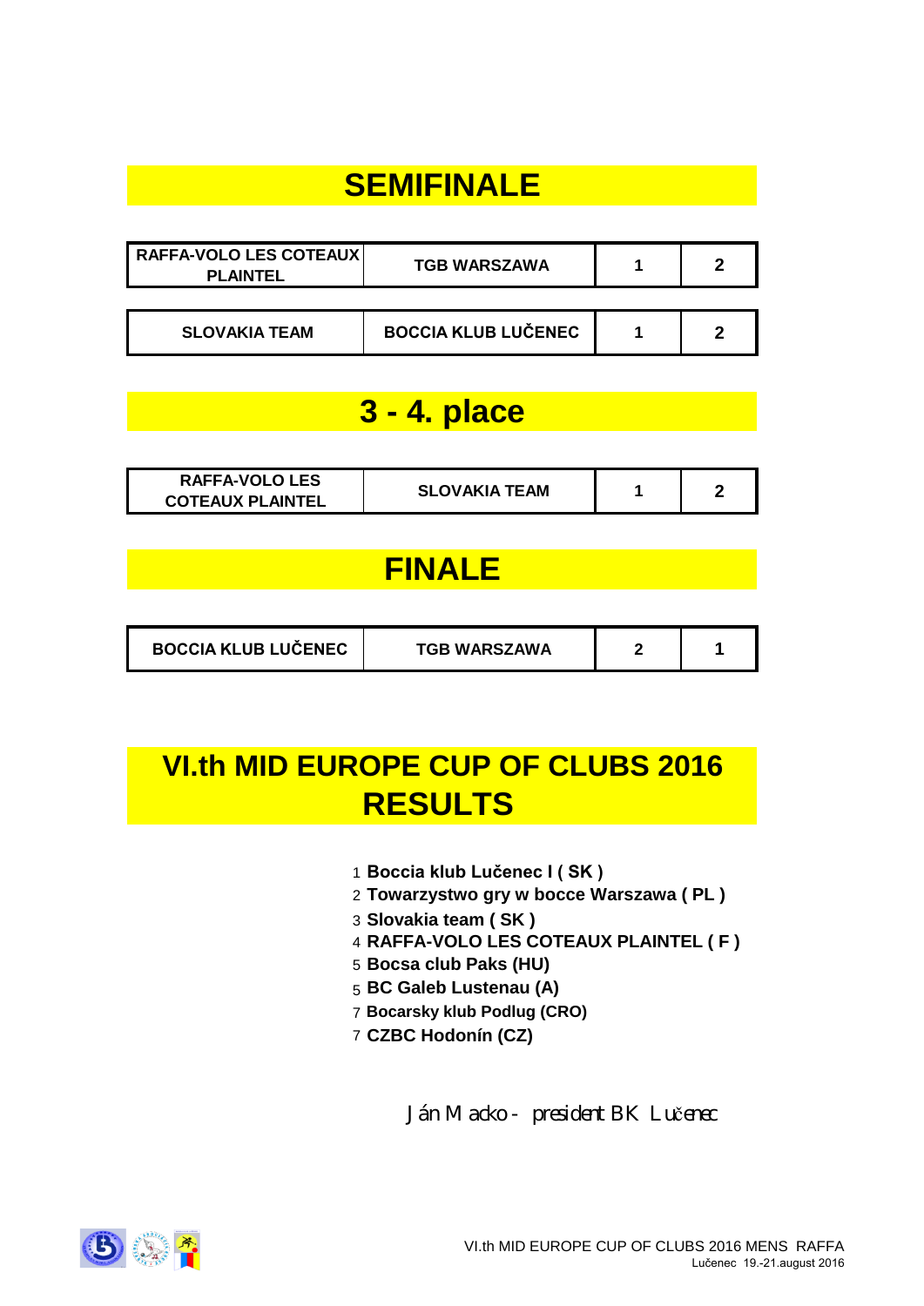# SEMIFINALE

| | | | |
|---|---|---|---|
| RAFFA-VOLO LES COTEAUX PLAINTEL | TGB WARSZAWA | 1 | 2 |
| SLOVAKIA TEAM | BOCCIA KLUB LUČENEC | 1 | 2 |

# 3 - 4. place

| | | | |
|---|---|---|---|
| RAFFA-VOLO LES COTEAUX PLAINTEL | SLOVAKIA TEAM | 1 | 2 |

# FINALE

| | | | |
|---|---|---|---|
| BOCCIA KLUB LUČENEC | TGB WARSZAWA | 2 | 1 |

# VI.th MID EUROPE CUP OF CLUBS 2016 RESULTS

1 **Boccia klub Lučenec I ( SK )**
2 **Towarzystwo gry w bocce Warszawa ( PL )**
3 **Slovakia team ( SK )**
4 **RAFFA-VOLO LES COTEAUX PLAINTEL ( F )**
5 **Bocsa club Paks (HU)**
5 **BC Galeb Lustenau (A)**
7 **Bocarsky klub Podlug (CRO)**
7 **CZBC Hodonín (CZ)**

Ján Macko - president BK Lučenec

VI.th MID EUROPE CUP OF CLUBS 2016 MENS RAFFA
Lučenec 19.-21.august 2016